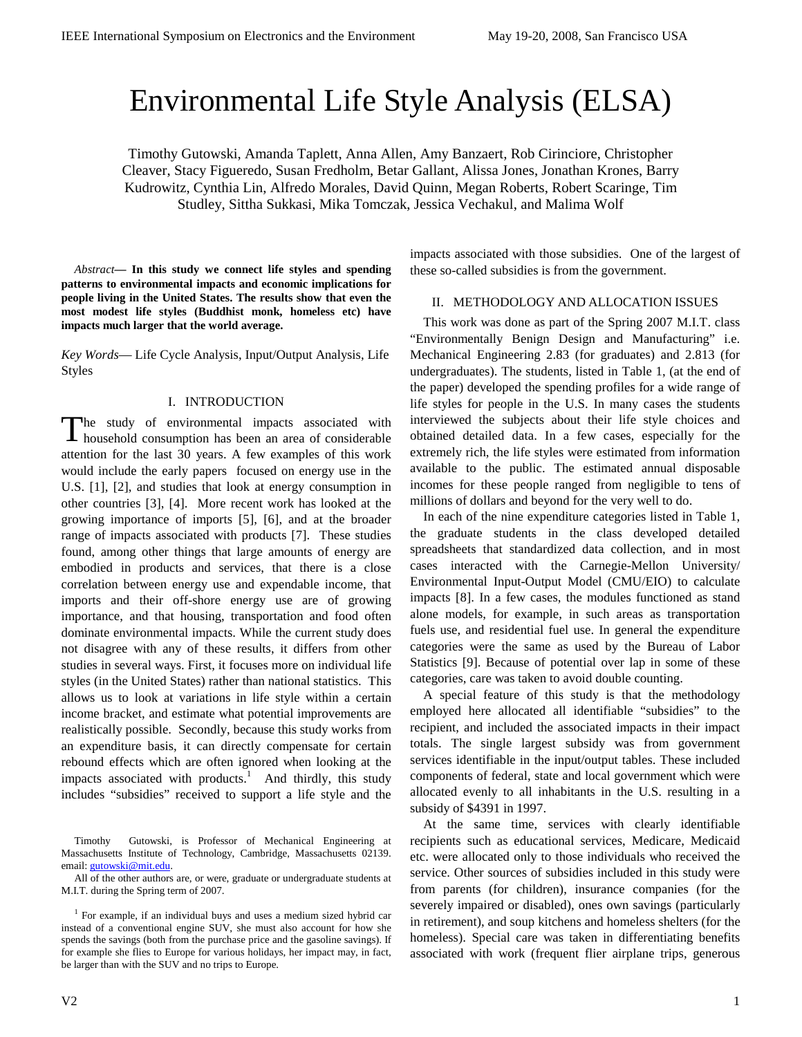# Environmental Life Style Analysis (ELSA)

Timothy Gutowski, Amanda Taplett, Anna Allen, Amy Banzaert, Rob Cirinciore, Christopher Cleaver, Stacy Figueredo, Susan Fredholm, Betar Gallant, Alissa Jones, Jonathan Krones, Barry Kudrowitz, Cynthia Lin, Alfredo Morales, David Quinn, Megan Roberts, Robert Scaringe, Tim Studley, Sittha Sukkasi, Mika Tomczak, Jessica Vechakul, and Malima Wolf

*Abstract*— **In this study we connect life styles and spending patterns to environmental impacts and economic implications for people living in the United States. The results show that even the most modest life styles (Buddhist monk, homeless etc) have impacts much larger that the world average.**

*Key Words*— Life Cycle Analysis, Input/Output Analysis, Life Styles

## I. INTRODUCTION

The study of environmental impacts associated with household consumption has been an area of considerable attention for the last 30 years. A few examples of this work would include the early papers focused on energy use in the U.S. [1], [2], and studies that look at energy consumption in other countries [3], [4]. More recent work has looked at the growing importance of imports [5], [6], and at the broader range of impacts associated with products [7]. These studies found, among other things that large amounts of energy are embodied in products and services, that there is a close correlation between energy use and expendable income, that imports and their off-shore energy use are of growing importance, and that housing, transportation and food often dominate environmental impacts. While the current study does not disagree with any of these results, it differs from other studies in several ways. First, it focuses more on individual life styles (in the United States) rather than national statistics. This allows us to look at variations in life style within a certain income bracket, and estimate what potential improvements are realistically possible. Secondly, because this study works from an expenditure basis, it can directly compensate for certain rebound effects which are often ignored when looking at the impacts associated with products.[1] And thirdly, this study includes "subsidies" received to support a life style and the impacts associated with those subsidies. One of the largest of these so-called subsidies is from the government.

## II. METHODOLOGY AND ALLOCATION ISSUES

This work was done as part of the Spring 2007 M.I.T. class "Environmentally Benign Design and Manufacturing" i.e. Mechanical Engineering 2.83 (for graduates) and 2.813 (for undergraduates). The students, listed in Table 1, (at the end of the paper) developed the spending profiles for a wide range of life styles for people in the U.S. In many cases the students interviewed the subjects about their life style choices and obtained detailed data. In a few cases, especially for the extremely rich, the life styles were estimated from information available to the public. The estimated annual disposable incomes for these people ranged from negligible to tens of millions of dollars and beyond for the very well to do.

In each of the nine expenditure categories listed in Table 1, the graduate students in the class developed detailed spreadsheets that standardized data collection, and in most cases interacted with the Carnegie-Mellon University/ Environmental Input-Output Model (CMU/EIO) to calculate impacts [8]. In a few cases, the modules functioned as stand alone models, for example, in such areas as transportation fuels use, and residential fuel use. In general the expenditure categories were the same as used by the Bureau of Labor Statistics [9]. Because of potential over lap in some of these categories, care was taken to avoid double counting.

A special feature of this study is that the methodology employed here allocated all identifiable "subsidies" to the recipient, and included the associated impacts in their impact totals. The single largest subsidy was from government services identifiable in the input/output tables. These included components of federal, state and local government which were allocated evenly to all inhabitants in the U.S. resulting in a subsidy of $4391 in 1997.

At the same time, services with clearly identifiable recipients such as educational services, Medicare, Medicaid etc. were allocated only to those individuals who received the service. Other sources of subsidies included in this study were from parents (for children), insurance companies (for the severely impaired or disabled), ones own savings (particularly in retirement), and soup kitchens and homeless shelters (for the homeless). Special care was taken in differentiating benefits associated with work (frequent flier airplane trips, generous

Timothy Gutowski, is Professor of Mechanical Engineering at Massachusetts Institute of Technology, Cambridge, Massachusetts 02139. email: gutowski@mit.edu.

All of the other authors are, or were, graduate or undergraduate students at M.I.T. during the Spring term of 2007.

[1] For example, if an individual buys and uses a medium sized hybrid car instead of a conventional engine SUV, she must also account for how she spends the savings (both from the purchase price and the gasoline savings). If for example she flies to Europe for various holidays, her impact may, in fact, be larger than with the SUV and no trips to Europe.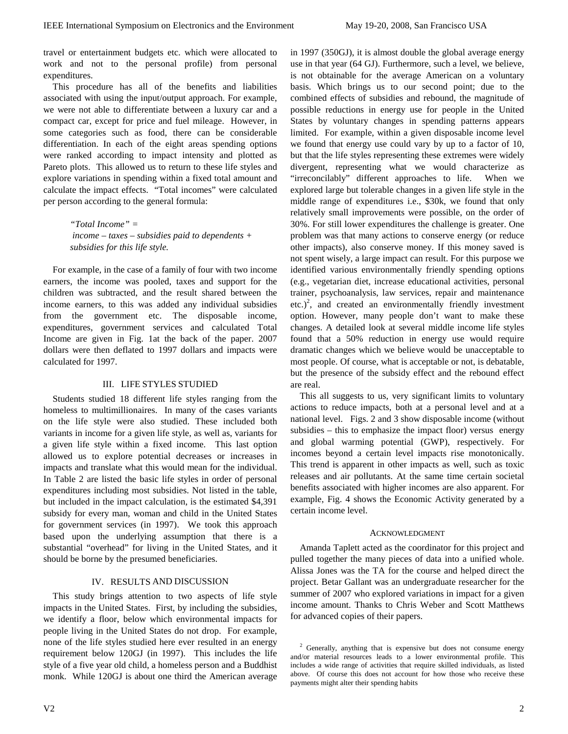travel or entertainment budgets etc. which were allocated to work and not to the personal profile) from personal expenditures.

This procedure has all of the benefits and liabilities associated with using the input/output approach. For example, we were not able to differentiate between a luxury car and a compact car, except for price and fuel mileage. However, in some categories such as food, there can be considerable differentiation. In each of the eight areas spending options were ranked according to impact intensity and plotted as Pareto plots. This allowed us to return to these life styles and explore variations in spending within a fixed total amount and calculate the impact effects. "Total incomes" were calculated per person according to the general formula:

> *"Total Income" =*
> *income – taxes – subsidies paid to dependents + subsidies for this life style.*

For example, in the case of a family of four with two income earners, the income was pooled, taxes and support for the children was subtracted, and the result shared between the income earners, to this was added any individual subsidies from the government etc. The disposable income, expenditures, government services and calculated Total Income are given in Fig. 1at the back of the paper. 2007 dollars were then deflated to 1997 dollars and impacts were calculated for 1997.

## III. Life Styles Studied

Students studied 18 different life styles ranging from the homeless to multimillionaires. In many of the cases variants on the life style were also studied. These included both variants in income for a given life style, as well as, variants for a given life style within a fixed income. This last option allowed us to explore potential decreases or increases in impacts and translate what this would mean for the individual. In Table 2 are listed the basic life styles in order of personal expenditures including most subsidies. Not listed in the table, but included in the impact calculation, is the estimated \$4,391 subsidy for every man, woman and child in the United States for government services (in 1997). We took this approach based upon the underlying assumption that there is a substantial "overhead" for living in the United States, and it should be borne by the presumed beneficiaries.

## IV. Results and Discussion

This study brings attention to two aspects of life style impacts in the United States. First, by including the subsidies, we identify a floor, below which environmental impacts for people living in the United States do not drop. For example, none of the life styles studied here ever resulted in an energy requirement below 120GJ (in 1997). This includes the life style of a five year old child, a homeless person and a Buddhist monk. While 120GJ is about one third the American average in 1997 (350GJ), it is almost double the global average energy use in that year (64 GJ). Furthermore, such a level, we believe, is not obtainable for the average American on a voluntary basis. Which brings us to our second point; due to the combined effects of subsidies and rebound, the magnitude of possible reductions in energy use for people in the United States by voluntary changes in spending patterns appears limited. For example, within a given disposable income level we found that energy use could vary by up to a factor of 10, but that the life styles representing these extremes were widely divergent, representing what we would characterize as "irreconcilably" different approaches to life. When we explored large but tolerable changes in a given life style in the middle range of expenditures i.e., \$30k, we found that only relatively small improvements were possible, on the order of 30%. For still lower expenditures the challenge is greater. One problem was that many actions to conserve energy (or reduce other impacts), also conserve money. If this money saved is not spent wisely, a large impact can result. For this purpose we identified various environmentally friendly spending options (e.g., vegetarian diet, increase educational activities, personal trainer, psychoanalysis, law services, repair and maintenance etc.)[2], and created an environmentally friendly investment option. However, many people don't want to make these changes. A detailed look at several middle income life styles found that a 50% reduction in energy use would require dramatic changes which we believe would be unacceptable to most people. Of course, what is acceptable or not, is debatable, but the presence of the subsidy effect and the rebound effect are real.

This all suggests to us, very significant limits to voluntary actions to reduce impacts, both at a personal level and at a national level. Figs. 2 and 3 show disposable income (without subsidies – this to emphasize the impact floor) versus energy and global warming potential (GWP), respectively. For incomes beyond a certain level impacts rise monotonically. This trend is apparent in other impacts as well, such as toxic releases and air pollutants. At the same time certain societal benefits associated with higher incomes are also apparent. For example, Fig. 4 shows the Economic Activity generated by a certain income level.

## Acknowledgment

Amanda Taplett acted as the coordinator for this project and pulled together the many pieces of data into a unified whole. Alissa Jones was the TA for the course and helped direct the project. Betar Gallant was an undergraduate researcher for the summer of 2007 who explored variations in impact for a given income amount. Thanks to Chris Weber and Scott Matthews for advanced copies of their papers.

[2] Generally, anything that is expensive but does not consume energy and/or material resources leads to a lower environmental profile. This includes a wide range of activities that require skilled individuals, as listed above. Of course this does not account for how those who receive these payments might alter their spending habits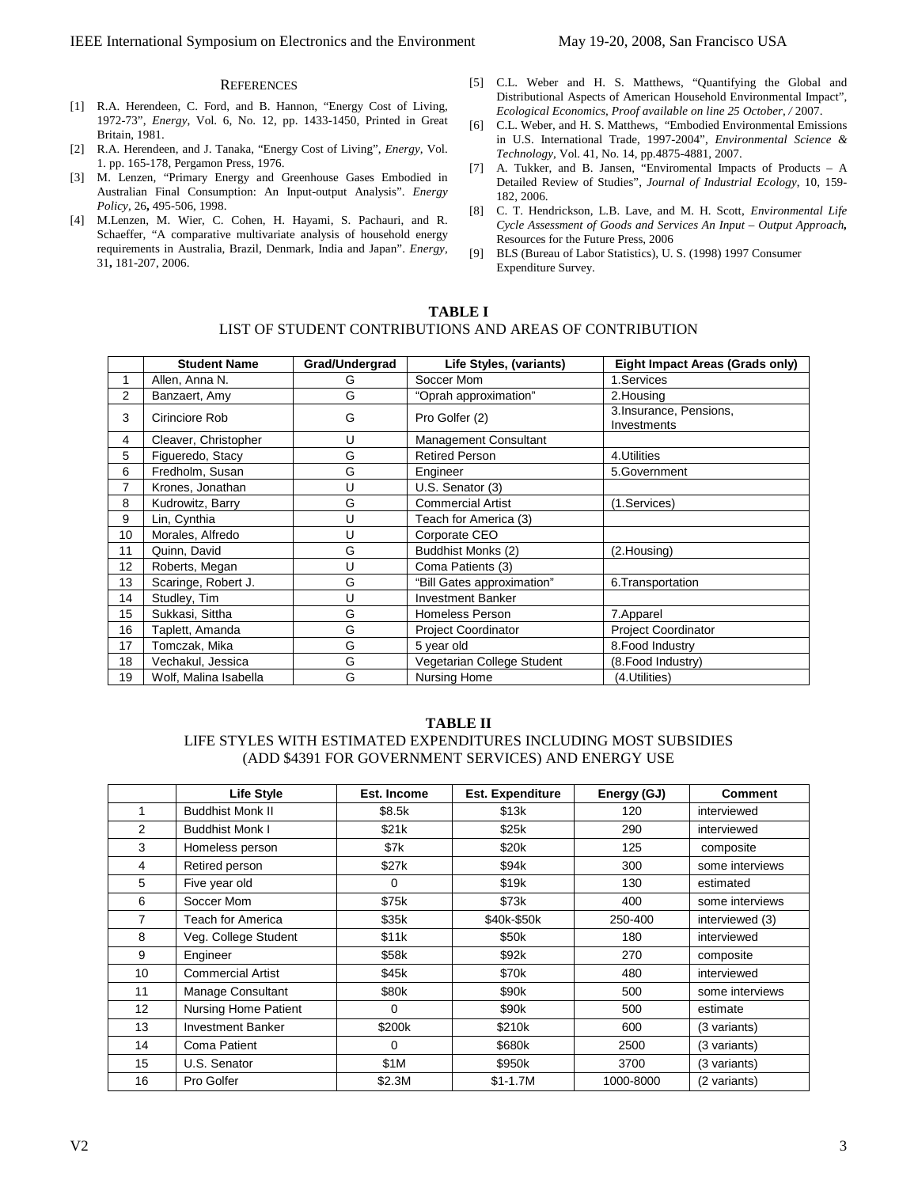## References

[1] R.A. Herendeen, C. Ford, and B. Hannon, "Energy Cost of Living, 1972-73", *Energy*, Vol. 6, No. 12, pp. 1433-1450, Printed in Great Britain, 1981.

[2] R.A. Herendeen, and J. Tanaka, "Energy Cost of Living", *Energy*, Vol. 1. pp. 165-178, Pergamon Press, 1976.

[3] M. Lenzen, "Primary Energy and Greenhouse Gases Embodied in Australian Final Consumption: An Input-output Analysis". *Energy Policy*, 26**,** 495-506, 1998.

[4] M.Lenzen, M. Wier, C. Cohen, H. Hayami, S. Pachauri, and R. Schaeffer, "A comparative multivariate analysis of household energy requirements in Australia, Brazil, Denmark, India and Japan". *Energy*, 31**,** 181-207, 2006.

[5] C.L. Weber and H. S. Matthews, "Quantifying the Global and Distributional Aspects of American Household Environmental Impact", *Ecological Economics, Proof available on line 25 October, /* 2007.

[6] C.L. Weber, and H. S. Matthews, "Embodied Environmental Emissions in U.S. International Trade, 1997-2004", *Environmental Science & Technology*, Vol. 41, No. 14, pp.4875-4881, 2007.

[7] A. Tukker, and B. Jansen, "Enviromental Impacts of Products – A Detailed Review of Studies", *Journal of Industrial Ecology*, 10, 159-182, 2006.

[8] C. T. Hendrickson, L.B. Lave, and M. H. Scott, *Environmental Life Cycle Assessment of Goods and Services An Input – Output Approach***,** Resources for the Future Press, 2006

[9] BLS (Bureau of Labor Statistics), U. S. (1998) 1997 Consumer Expenditure Survey.

**TABLE I**

LIST OF STUDENT CONTRIBUTIONS AND AREAS OF CONTRIBUTION

| | Student Name | Grad/Undergrad | Life Styles, (variants) | Eight Impact Areas (Grads only) |
|---|---|---|---|---|
| 1 | Allen, Anna N. | G | Soccer Mom | 1.Services |
| 2 | Banzaert, Amy | G | "Oprah approximation" | 2.Housing |
| 3 | Cirinciore Rob | G | Pro Golfer (2) | 3.Insurance, Pensions, Investments |
| 4 | Cleaver, Christopher | U | Management Consultant | |
| 5 | Figueredo, Stacy | G | Retired Person | 4.Utilities |
| 6 | Fredholm, Susan | G | Engineer | 5.Government |
| 7 | Krones, Jonathan | U | U.S. Senator (3) | |
| 8 | Kudrowitz, Barry | G | Commercial Artist | (1.Services) |
| 9 | Lin, Cynthia | U | Teach for America (3) | |
| 10 | Morales, Alfredo | U | Corporate CEO | |
| 11 | Quinn, David | G | Buddhist Monks (2) | (2.Housing) |
| 12 | Roberts, Megan | U | Coma Patients (3) | |
| 13 | Scaringe, Robert J. | G | "Bill Gates approximation" | 6.Transportation |
| 14 | Studley, Tim | U | Investment Banker | |
| 15 | Sukkasi, Sittha | G | Homeless Person | 7.Apparel |
| 16 | Taplett, Amanda | G | Project Coordinator | Project Coordinator |
| 17 | Tomczak, Mika | G | 5 year old | 8.Food Industry |
| 18 | Vechakul, Jessica | G | Vegetarian College Student | (8.Food Industry) |
| 19 | Wolf, Malina Isabella | G | Nursing Home | (4.Utilities) |

**TABLE II**

LIFE STYLES WITH ESTIMATED EXPENDITURES INCLUDING MOST SUBSIDIES (ADD $4391 FOR GOVERNMENT SERVICES) AND ENERGY USE

| | Life Style | Est. Income | Est. Expenditure | Energy (GJ) | Comment |
|---|---|---|---|---|---|
| 1 | Buddhist Monk II | $8.5k | $13k | 120 | interviewed |
| 2 | Buddhist Monk I | $21k | $25k | 290 | interviewed |
| 3 | Homeless person | $7k | $20k | 125 | composite |
| 4 | Retired person | $27k | $94k | 300 | some interviews |
| 5 | Five year old | 0 | $19k | 130 | estimated |
| 6 | Soccer Mom | $75k | $73k | 400 | some interviews |
| 7 | Teach for America | $35k | $40k-$50k | 250-400 | interviewed (3) |
| 8 | Veg. College Student | $11k | $50k | 180 | interviewed |
| 9 | Engineer | $58k | $92k | 270 | composite |
| 10 | Commercial Artist | $45k | $70k | 480 | interviewed |
| 11 | Manage Consultant | $80k | $90k | 500 | some interviews |
| 12 | Nursing Home Patient | 0 | $90k | 500 | estimate |
| 13 | Investment Banker | $200k | $210k | 600 | (3 variants) |
| 14 | Coma Patient | 0 | $680k | 2500 | (3 variants) |
| 15 | U.S. Senator | $1M | $950k | 3700 | (3 variants) |
| 16 | Pro Golfer | $2.3M | $1-1.7M | 1000-8000 | (2 variants) |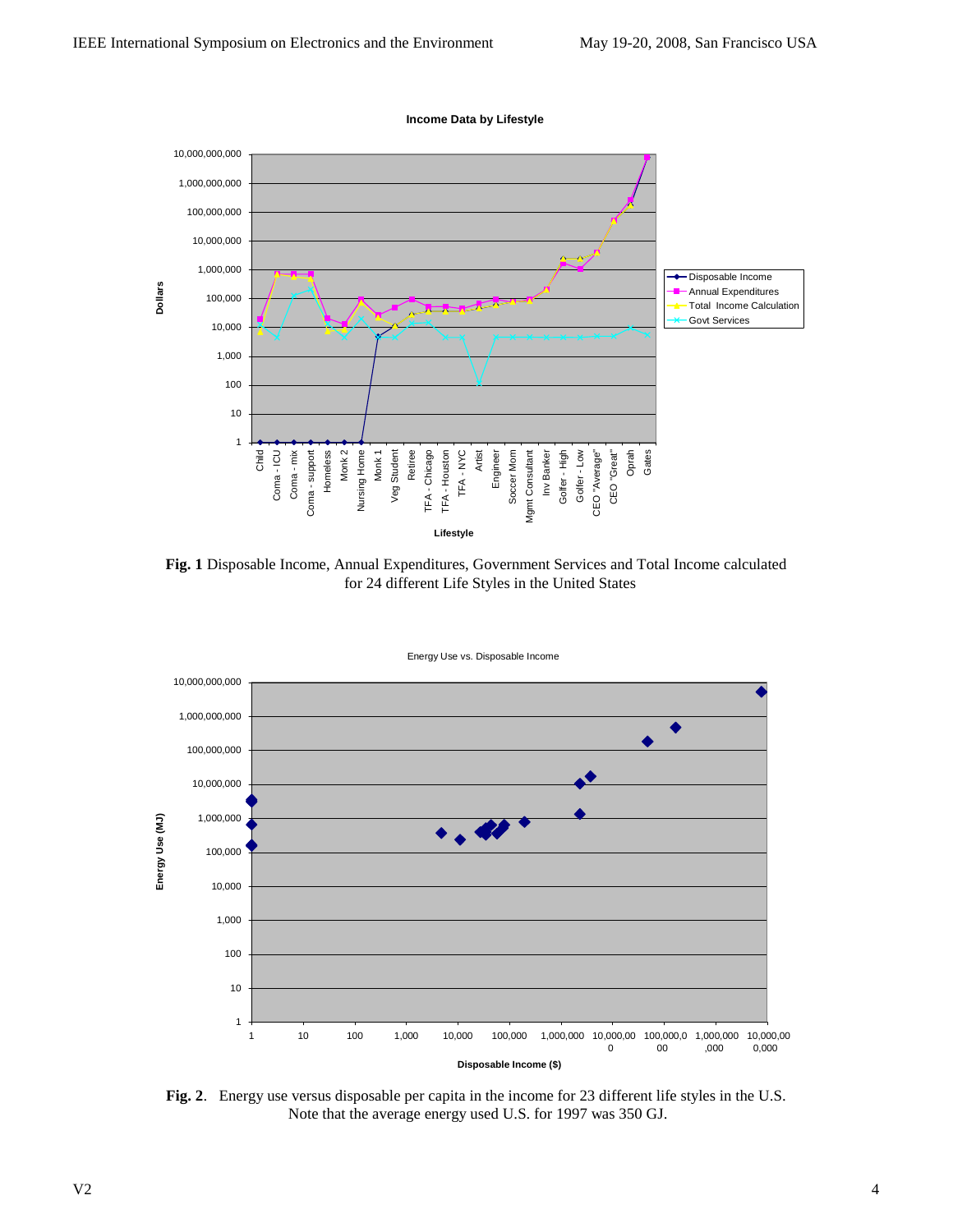**Fig. 1** Disposable Income, Annual Expenditures, Government Services and Total Income calculated for 24 different Life Styles in the United States

**Fig. 2**. Energy use versus disposable per capita in the income for 23 different life styles in the U.S. Note that the average energy used U.S. for 1997 was 350 GJ.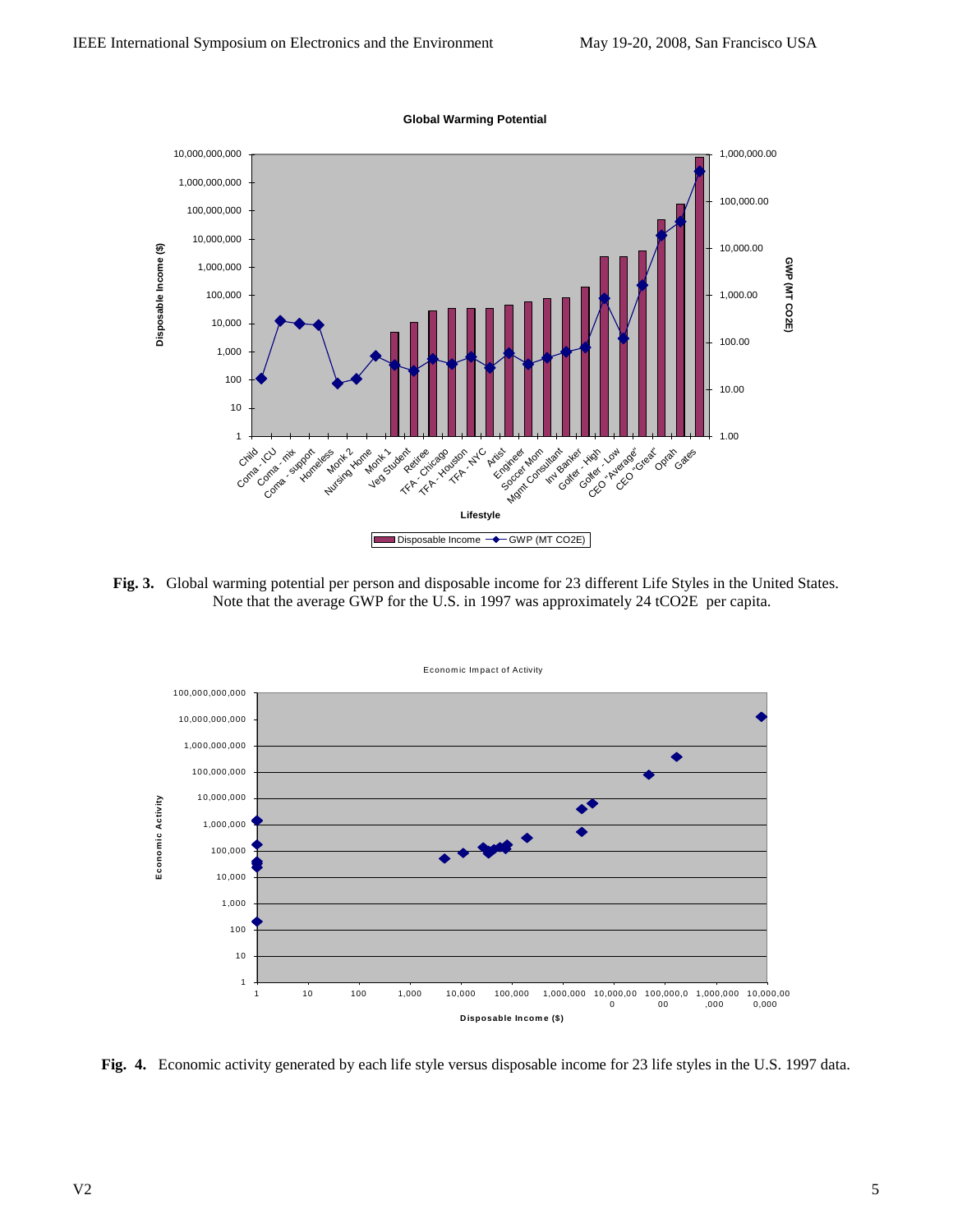Global Warming Potential

10,000,000,000
1,000,000,000
100,000,000
10,000,000
1,000,000
100,000
10,000
1,000
100
10
1

Disposable Income ($)

1,000,000.00
100,000.00
10,000.00
1,000.00
100.00
10.00
1.00

GWP (MT CO2E)

Child
Coma - ICU
Coma - mix
Coma - support
Homeless
Monk 2
Nursing Home
Monk 1
Veg Student
Retiree
TFA - Chicago
TFA - Houston
TFA - NYC
Artist
Engineer
Soccer Mom
Mgmt Consultant
Inv Banker
Golfer - High
Golfer - Low
CEO "Average"
CEO "Great"
Oprah
Gates

Lifestyle

Disposable Income
GWP (MT CO2E)

**Fig. 3.** Global warming potential per person and disposable income for 23 different Life Styles in the United States. Note that the average GWP for the U.S. in 1997 was approximately 24 tCO2E per capita.

Economic Impact of Activity

100,000,000,000
10,000,000,000
1,000,000,000
100,000,000
10,000,000
1,000,000
100,000
10,000
1,000
100
10
1

Economic Activity

1
10
100
1,000
10,000
100,000
1,000,000
10,000,000
100,000,000
1,000,000,000
10,000,000,000

Disposable Income ($)

**Fig. 4.** Economic activity generated by each life style versus disposable income for 23 life styles in the U.S. 1997 data.